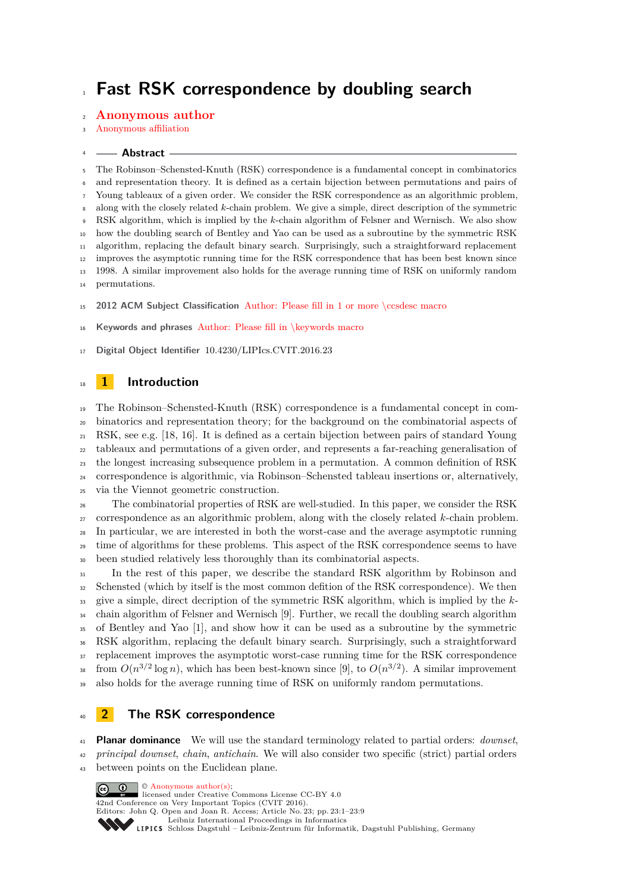# Fast RSK correspondence by doubling search

**Anonymous author**

Anonymous affiliation

## Abstract

The Robinson–Schensted-Knuth (RSK) correspondence is a fundamental concept in combinatorics and representation theory. It is defined as a certain bijection between permutations and pairs of Young tableaux of a given order. We consider the RSK correspondence as an algorithmic problem, along with the closely related $k$-chain problem. We give a simple, direct description of the symmetric RSK algorithm, which is implied by the $k$-chain algorithm of Felsner and Wernisch. We also show how the doubling search of Bentley and Yao can be used as a subroutine by the symmetric RSK algorithm, replacing the default binary search. Surprisingly, such a straightforward replacement improves the asymptotic running time for the RSK correspondence that has been best known since 1998. A similar improvement also holds for the average running time of RSK on uniformly random permutations.

**2012 ACM Subject Classification** Author: Please fill in 1 or more \ccsdesc macro

**Keywords and phrases** Author: Please fill in \keywords macro

**Digital Object Identifier** 10.4230/LIPIcs.CVIT.2016.23

## 1 Introduction

The Robinson–Schensted-Knuth (RSK) correspondence is a fundamental concept in combinatorics and representation theory; for the background on the combinatorial aspects of RSK, see e.g. [18, 16]. It is defined as a certain bijection between pairs of standard Young tableaux and permutations of a given order, and represents a far-reaching generalisation of the longest increasing subsequence problem in a permutation. A common definition of RSK correspondence is algorithmic, via Robinson–Schensted tableau insertions or, alternatively, via the Viennot geometric construction.

The combinatorial properties of RSK are well-studied. In this paper, we consider the RSK correspondence as an algorithmic problem, along with the closely related $k$-chain problem. In particular, we are interested in both the worst-case and the average asymptotic running time of algorithms for these problems. This aspect of the RSK correspondence seems to have been studied relatively less thoroughly than its combinatorial aspects.

In the rest of this paper, we describe the standard RSK algorithm by Robinson and Schensted (which by itself is the most common defition of the RSK correspondence). We then give a simple, direct decription of the symmetric RSK algorithm, which is implied by the $k$-chain algorithm of Felsner and Wernisch [9]. Further, we recall the doubling search algorithm of Bentley and Yao [1], and show how it can be used as a subroutine by the symmetric RSK algorithm, replacing the default binary search. Surprisingly, such a straightforward replacement improves the asymptotic worst-case running time for the RSK correspondence from $O(n^{3/2} \log n)$, which has been best-known since [9], to $O(n^{3/2})$. A similar improvement also holds for the average running time of RSK on uniformly random permutations.

## 2 The RSK correspondence

**Planar dominance** We will use the standard terminology related to partial orders: *downset*, *principal downset*, *chain*, *antichain*. We will also consider two specific (strict) partial orders between points on the Euclidean plane.

© Anonymous author(s); licensed under Creative Commons License CC-BY 4.0
42nd Conference on Very Important Topics (CVIT 2016).
Editors: John Q. Open and Joan R. Access; Article No. 23; pp. 23:1–23:9
Leibniz International Proceedings in Informatics
Schloss Dagstuhl – Leibniz-Zentrum für Informatik, Dagstuhl Publishing, Germany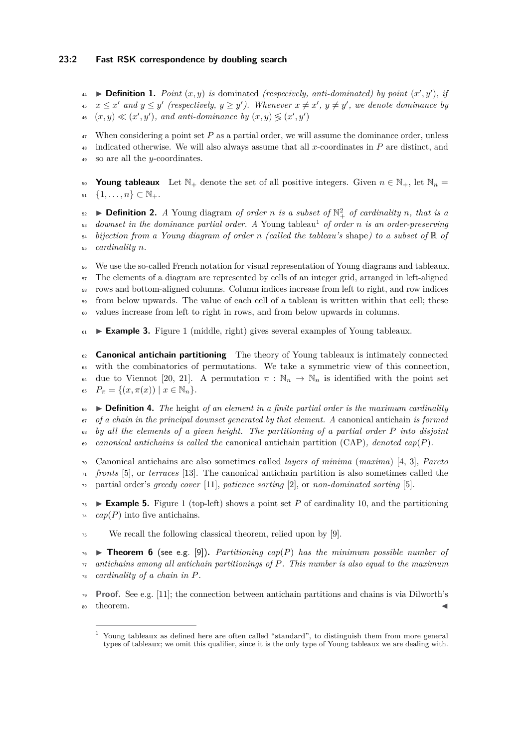▶ **Definition 1.** *Point $(x, y)$ is* dominated *(respecively, anti-dominated) by point $(x', y')$, if $x \leq x'$ and $y \leq y'$ (respectively, $y \geq y'$). Whenever $x \neq x'$, $y \neq y'$, we denote dominance by $(x, y) \ll (x', y')$, and anti-dominance by $(x, y) \lessgtr (x', y')$*

When considering a point set $P$ as a partial order, we will assume the dominance order, unless indicated otherwise. We will also always assume that all $x$-coordinates in $P$ are distinct, and so are all the $y$-coordinates.

**Young tableaux** Let $\mathbb{N}_+$ denote the set of all positive integers. Given $n \in \mathbb{N}_+$, let $\mathbb{N}_n = \{1, \ldots, n\} \subset \mathbb{N}_+$.

▶ **Definition 2.** *A* Young diagram *of order $n$ is a subset of $\mathbb{N}_+^2$ of cardinality $n$, that is a downset in the dominance partial order. A* Young tableau[1] *of order $n$ is an order-preserving bijection from a Young diagram of order $n$ (called the tableau's* shape*) to a subset of $\mathbb{R}$ of cardinality $n$.*

We use the so-called French notation for visual representation of Young diagrams and tableaux. The elements of a diagram are represented by cells of an integer grid, arranged in left-aligned rows and bottom-aligned columns. Column indices increase from left to right, and row indices from below upwards. The value of each cell of a tableau is written within that cell; these values increase from left to right in rows, and from below upwards in columns.

▶ **Example 3.** Figure 1 (middle, right) gives several examples of Young tableaux.

**Canonical antichain partitioning** The theory of Young tableaux is intimately connected with the combinatorics of permutations. We take a symmetric view of this connection, due to Viennot [20, 21]. A permutation $\pi : \mathbb{N}_n \to \mathbb{N}_n$ is identified with the point set $P_\pi = \{(x, \pi(x)) \mid x \in \mathbb{N}_n\}$.

▶ **Definition 4.** *The* height *of an element in a finite partial order is the maximum cardinality of a chain in the principal downset generated by that element. A* canonical antichain *is formed by all the elements of a given height. The partitioning of a partial order $P$ into disjoint canonical antichains is called the* canonical antichain partition (CAP)*, denoted $cap(P)$.*

Canonical antichains are also sometimes called *layers of minima* (*maxima*) [4, 3], *Pareto fronts* [5], or *terraces* [13]. The canonical antichain partition is also sometimes called the partial order's *greedy cover* [11], *patience sorting* [2], or *non-dominated sorting* [5].

▶ **Example 5.** Figure 1 (top-left) shows a point set $P$ of cardinality 10, and the partitioning $cap(P)$ into five antichains.

We recall the following classical theorem, relied upon by [9].

▶ **Theorem 6** (see e.g. [9])**.** *Partitioning $cap(P)$ has the minimum possible number of antichains among all antichain partitionings of $P$. This number is also equal to the maximum cardinality of a chain in $P$.*

**Proof.** See e.g. [11]; the connection between antichain partitions and chains is via Dilworth's theorem. ◀

---

[1] Young tableaux as defined here are often called "standard", to distinguish them from more general types of tableaux; we omit this qualifier, since it is the only type of Young tableaux we are dealing with.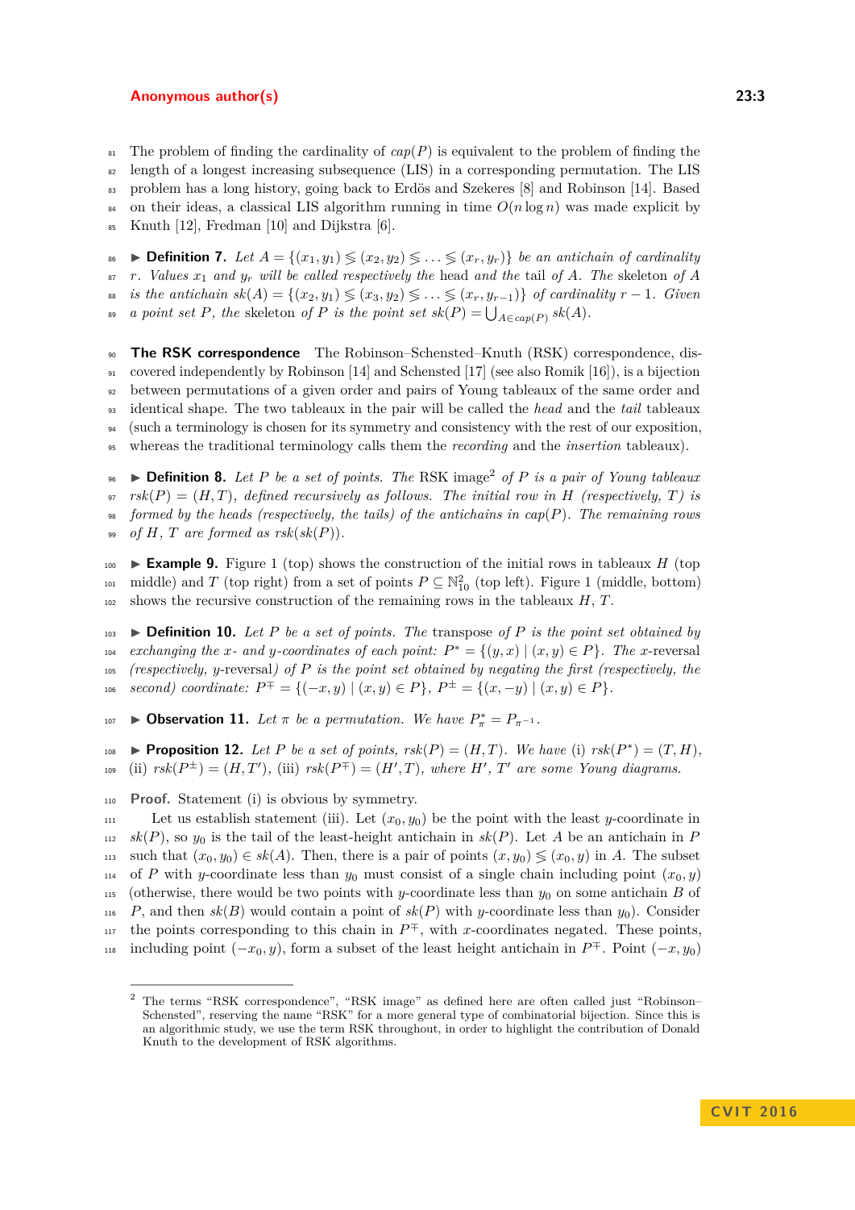The problem of finding the cardinality of $cap(P)$ is equivalent to the problem of finding the length of a longest increasing subsequence (LIS) in a corresponding permutation. The LIS problem has a long history, going back to Erdös and Szekeres [8] and Robinson [14]. Based on their ideas, a classical LIS algorithm running in time $O(n \log n)$ was made explicit by Knuth [12], Fredman [10] and Dijkstra [6].

▶ **Definition 7.** *Let $A = \{(x_1, y_1) \lessgtr (x_2, y_2) \lessgtr \ldots \lessgtr (x_r, y_r)\}$ be an antichain of cardinality $r$. Values $x_1$ and $y_r$ will be called respectively the* head *and the* tail *of $A$. The* skeleton *of $A$ is the antichain $sk(A) = \{(x_2, y_1) \lessgtr (x_3, y_2) \lessgtr \ldots \lessgtr (x_r, y_{r-1})\}$ of cardinality $r - 1$. Given a point set $P$, the* skeleton *of $P$ is the point set $sk(P) = \bigcup_{A \in cap(P)} sk(A)$.*

**The RSK correspondence** The Robinson–Schensted–Knuth (RSK) correspondence, discovered independently by Robinson [14] and Schensted [17] (see also Romik [16]), is a bijection between permutations of a given order and pairs of Young tableaux of the same order and identical shape. The two tableaux in the pair will be called the *head* and the *tail* tableaux (such a terminology is chosen for its symmetry and consistency with the rest of our exposition, whereas the traditional terminology calls them the *recording* and the *insertion* tableaux).

▶ **Definition 8.** *Let $P$ be a set of points. The* RSK image[2] *of $P$ is a pair of Young tableaux $rsk(P) = (H, T)$, defined recursively as follows. The initial row in $H$ (respectively, $T$) is formed by the heads (respectively, the tails) of the antichains in $cap(P)$. The remaining rows of $H$, $T$ are formed as $rsk(sk(P))$.*

▶ **Example 9.** Figure 1 (top) shows the construction of the initial rows in tableaux $H$ (top middle) and $T$ (top right) from a set of points $P \subseteq \mathbb{N}_{10}^2$ (top left). Figure 1 (middle, bottom) shows the recursive construction of the remaining rows in the tableaux $H$, $T$.

▶ **Definition 10.** *Let $P$ be a set of points. The* transpose *of $P$ is the point set obtained by exchanging the $x$- and $y$-coordinates of each point: $P^* = \{(y, x) \mid (x, y) \in P\}$. The $x$-*reversal *(respectively, $y$-*reversal*) of $P$ is the point set obtained by negating the first (respectively, the second) coordinate: $P^{\mp} = \{(-x, y) \mid (x, y) \in P\}$, $P^{\pm} = \{(x, -y) \mid (x, y) \in P\}$.*

▶ **Observation 11.** *Let $\pi$ be a permutation. We have $P_\pi^* = P_{\pi^{-1}}$.*

▶ **Proposition 12.** *Let $P$ be a set of points, $rsk(P) = (H, T)$. We have (i) $rsk(P^*) = (T, H)$, (ii) $rsk(P^{\pm}) = (H, T')$, (iii) $rsk(P^{\mp}) = (H', T)$, where $H'$, $T'$ are some Young diagrams.*

**Proof.** Statement (i) is obvious by symmetry.

Let us establish statement (iii). Let $(x_0, y_0)$ be the point with the least $y$-coordinate in $sk(P)$, so $y_0$ is the tail of the least-height antichain in $sk(P)$. Let $A$ be an antichain in $P$ such that $(x_0, y_0) \in sk(A)$. Then, there is a pair of points $(x, y_0) \lessgtr (x_0, y)$ in $A$. The subset of $P$ with $y$-coordinate less than $y_0$ must consist of a single chain including point $(x_0, y)$ (otherwise, there would be two points with $y$-coordinate less than $y_0$ on some antichain $B$ of $P$, and then $sk(B)$ would contain a point of $sk(P)$ with $y$-coordinate less than $y_0$). Consider the points corresponding to this chain in $P^{\mp}$, with $x$-coordinates negated. These points, including point $(-x_0, y)$, form a subset of the least height antichain in $P^{\mp}$. Point $(-x, y_0)$

[2] The terms "RSK correspondence", "RSK image" as defined here are often called just "Robinson–Schensted", reserving the name "RSK" for a more general type of combinatorial bijection. Since this is an algorithmic study, we use the term RSK throughout, in order to highlight the contribution of Donald Knuth to the development of RSK algorithms.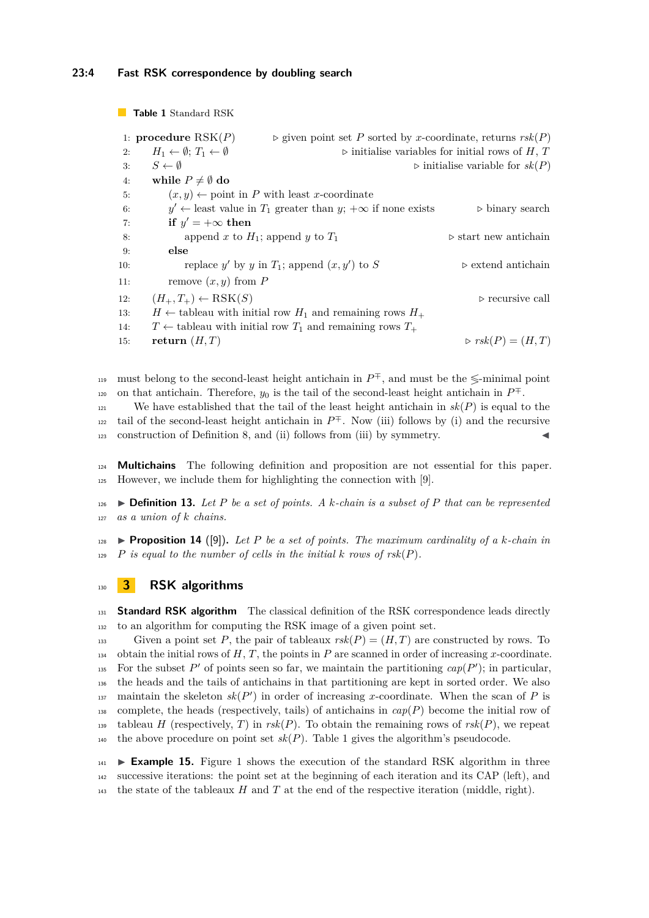**Table 1** Standard RSK

```
1:  procedure RSK(P)        ▷ given point set P sorted by x-coordinate, returns rsk(P)
2:      H_1 ← ∅; T_1 ← ∅                    ▷ initialise variables for initial rows of H, T
3:      S ← ∅                                        ▷ initialise variable for sk(P)
4:      while P ≠ ∅ do
5:          (x, y) ← point in P with least x-coordinate
6:          y' ← least value in T_1 greater than y; +∞ if none exists      ▷ binary search
7:          if y' = +∞ then
8:              append x to H_1; append y to T_1                  ▷ start new antichain
9:          else
10:             replace y' by y in T_1; append (x, y') to S            ▷ extend antichain
11:         remove (x, y) from P
12:     (H_+, T_+) ← RSK(S)                                            ▷ recursive call
13:     H ← tableau with initial row H_1 and remaining rows H_+
14:     T ← tableau with initial row T_1 and remaining rows T_+
15:     return (H, T)                                              ▷ rsk(P) = (H, T)
```

must belong to the second-least height antichain in $P^{\mp}$, and must be the $\lessgtr$-minimal point on that antichain. Therefore, $y_0$ is the tail of the second-least height antichain in $P^{\mp}$.

We have established that the tail of the least height antichain in $sk(P)$ is equal to the tail of the second-least height antichain in $P^{\mp}$. Now (iii) follows by (i) and the recursive construction of Definition 8, and (ii) follows from (iii) by symmetry. ◀

**Multichains** The following definition and proposition are not essential for this paper. However, we include them for highlighting the connection with [9].

▶ **Definition 13.** *Let $P$ be a set of points. A $k$-chain is a subset of $P$ that can be represented as a union of $k$ chains.*

▶ **Proposition 14** ([9]). *Let $P$ be a set of points. The maximum cardinality of a $k$-chain in $P$ is equal to the number of cells in the initial $k$ rows of $rsk(P)$.*

# 3 RSK algorithms

**Standard RSK algorithm** The classical definition of the RSK correspondence leads directly to an algorithm for computing the RSK image of a given point set.

Given a point set $P$, the pair of tableaux $rsk(P) = (H, T)$ are constructed by rows. To obtain the initial rows of $H$, $T$, the points in $P$ are scanned in order of increasing $x$-coordinate. For the subset $P'$ of points seen so far, we maintain the partitioning $cap(P')$; in particular, the heads and the tails of antichains in that partitioning are kept in sorted order. We also maintain the skeleton $sk(P')$ in order of increasing $x$-coordinate. When the scan of $P$ is complete, the heads (respectively, tails) of antichains in $cap(P)$ become the initial row of tableau $H$ (respectively, $T$) in $rsk(P)$. To obtain the remaining rows of $rsk(P)$, we repeat the above procedure on point set $sk(P)$. Table 1 gives the algorithm's pseudocode.

▶ **Example 15.** Figure 1 shows the execution of the standard RSK algorithm in three successive iterations: the point set at the beginning of each iteration and its CAP (left), and the state of the tableaux $H$ and $T$ at the end of the respective iteration (middle, right).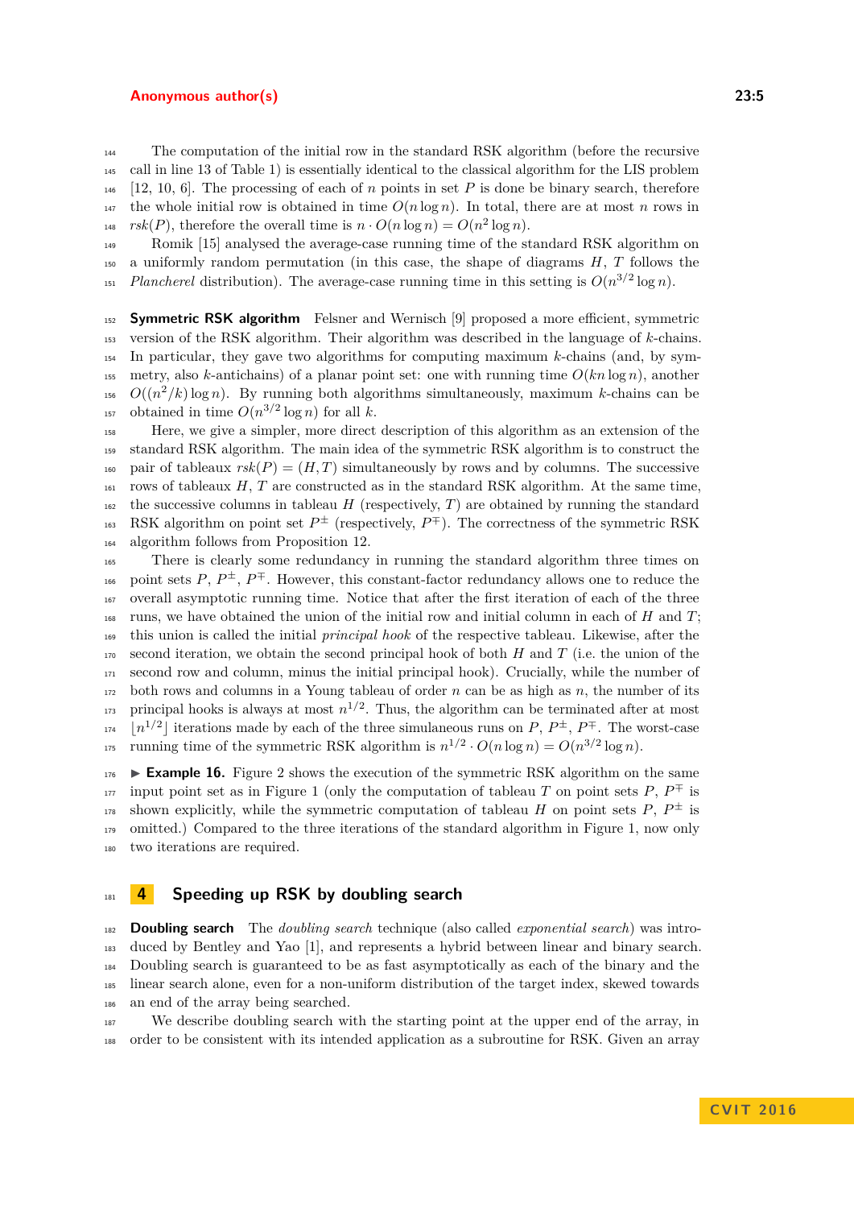The computation of the initial row in the standard RSK algorithm (before the recursive call in line 13 of Table 1) is essentially identical to the classical algorithm for the LIS problem [12, 10, 6]. The processing of each of $n$ points in set $P$ is done be binary search, therefore the whole initial row is obtained in time $O(n \log n)$. In total, there are at most $n$ rows in $rsk(P)$, therefore the overall time is $n \cdot O(n \log n) = O(n^2 \log n)$.

Romik [15] analysed the average-case running time of the standard RSK algorithm on a uniformly random permutation (in this case, the shape of diagrams $H$, $T$ follows the *Plancherel* distribution). The average-case running time in this setting is $O(n^{3/2} \log n)$.

**Symmetric RSK algorithm** Felsner and Wernisch [9] proposed a more efficient, symmetric version of the RSK algorithm. Their algorithm was described in the language of $k$-chains. In particular, they gave two algorithms for computing maximum $k$-chains (and, by symmetry, also $k$-antichains) of a planar point set: one with running time $O(kn \log n)$, another $O((n^2/k) \log n)$. By running both algorithms simultaneously, maximum $k$-chains can be obtained in time $O(n^{3/2} \log n)$ for all $k$.

Here, we give a simpler, more direct description of this algorithm as an extension of the standard RSK algorithm. The main idea of the symmetric RSK algorithm is to construct the pair of tableaux $rsk(P) = (H, T)$ simultaneously by rows and by columns. The successive rows of tableaux $H$, $T$ are constructed as in the standard RSK algorithm. At the same time, the successive columns in tableau $H$ (respectively, $T$) are obtained by running the standard RSK algorithm on point set $P^{\pm}$ (respectively, $P^{\mp}$). The correctness of the symmetric RSK algorithm follows from Proposition 12.

There is clearly some redundancy in running the standard algorithm three times on point sets $P$, $P^{\pm}$, $P^{\mp}$. However, this constant-factor redundancy allows one to reduce the overall asymptotic running time. Notice that after the first iteration of each of the three runs, we have obtained the union of the initial row and initial column in each of $H$ and $T$; this union is called the initial *principal hook* of the respective tableau. Likewise, after the second iteration, we obtain the second principal hook of both $H$ and $T$ (i.e. the union of the second row and column, minus the initial principal hook). Crucially, while the number of both rows and columns in a Young tableau of order $n$ can be as high as $n$, the number of its principal hooks is always at most $n^{1/2}$. Thus, the algorithm can be terminated after at most $\lfloor n^{1/2} \rfloor$ iterations made by each of the three simulaneous runs on $P$, $P^{\pm}$, $P^{\mp}$. The worst-case running time of the symmetric RSK algorithm is $n^{1/2} \cdot O(n \log n) = O(n^{3/2} \log n)$.

► **Example 16.** Figure 2 shows the execution of the symmetric RSK algorithm on the same input point set as in Figure 1 (only the computation of tableau $T$ on point sets $P$, $P^{\mp}$ is shown explicitly, while the symmetric computation of tableau $H$ on point sets $P$, $P^{\pm}$ is omitted.) Compared to the three iterations of the standard algorithm in Figure 1, now only two iterations are required.

## 4 Speeding up RSK by doubling search

**Doubling search** The *doubling search* technique (also called *exponential search*) was introduced by Bentley and Yao [1], and represents a hybrid between linear and binary search. Doubling search is guaranteed to be as fast asymptotically as each of the binary and the linear search alone, even for a non-uniform distribution of the target index, skewed towards an end of the array being searched.

We describe doubling search with the starting point at the upper end of the array, in order to be consistent with its intended application as a subroutine for RSK. Given an array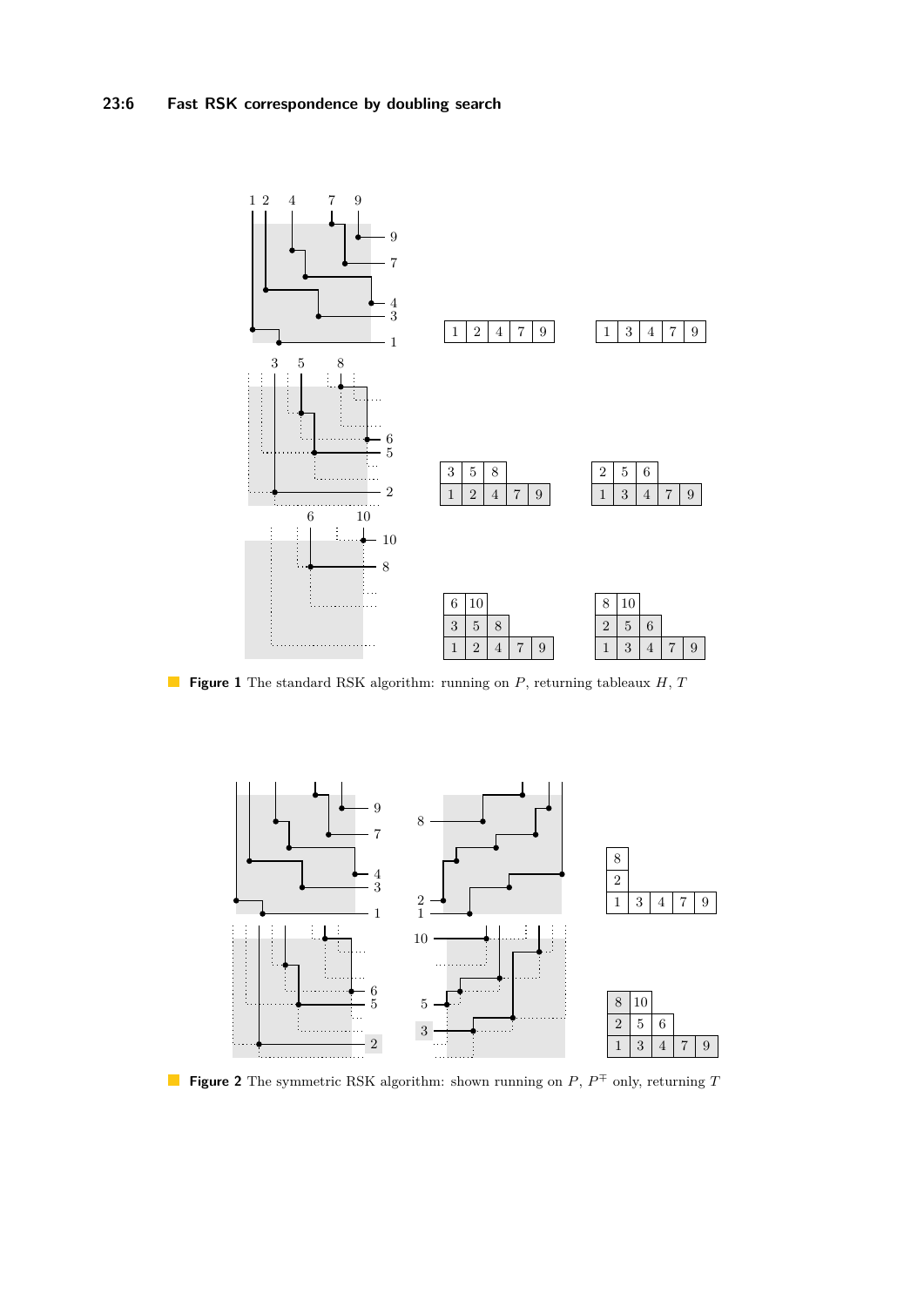| 1 | 2 | 4 | 7 | 9 |
|---|---|---|---|---|

| 1 | 3 | 4 | 7 | 9 |
|---|---|---|---|---|

| 3 | 5 | 8 | | |
|---|---|---|---|---|
| 1 | 2 | 4 | 7 | 9 |

| 2 | 5 | 6 | | |
|---|---|---|---|---|
| 1 | 3 | 4 | 7 | 9 |

| 6 | 10 | | | |
|---|---|---|---|---|
| 3 | 5 | 8 | | |
| 1 | 2 | 4 | 7 | 9 |

| 8 | 10 | | | |
|---|---|---|---|---|
| 2 | 5 | 6 | | |
| 1 | 3 | 4 | 7 | 9 |

**Figure 1** The standard RSK algorithm: running on $P$, returning tableaux $H$, $T$

| 8 | | | | |
|---|---|---|---|---|
| 2 | | | | |
| 1 | 3 | 4 | 7 | 9 |

| 8 | 10 | | | |
|---|---|---|---|---|
| 2 | 5 | 6 | | |
| 1 | 3 | 4 | 7 | 9 |

**Figure 2** The symmetric RSK algorithm: shown running on $P$, $P^{\mp}$ only, returning $T$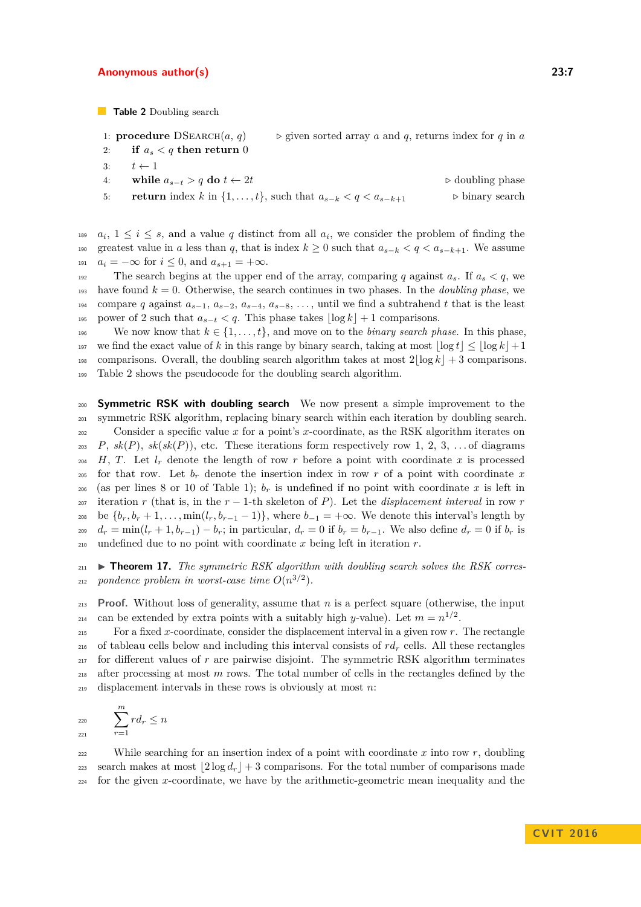**Table 2** Doubling search

```
1: procedure DSEARCH(a, q)        ▷ given sorted array a and q, returns index for q in a
2:    if a_s < q then return 0
3:    t ← 1
4:    while a_{s−t} > q do t ← 2t                                   ▷ doubling phase
5:    return index k in {1, . . . , t}, such that a_{s−k} < q < a_{s−k+1}    ▷ binary search
```

$a_i$, $1 \leq i \leq s$, and a value $q$ distinct from all $a_i$, we consider the problem of finding the greatest value in $a$ less than $q$, that is index $k \geq 0$ such that $a_{s-k} < q < a_{s-k+1}$. We assume $a_i = -\infty$ for $i \leq 0$, and $a_{s+1} = +\infty$.

The search begins at the upper end of the array, comparing $q$ against $a_s$. If $a_s < q$, we have found $k = 0$. Otherwise, the search continues in two phases. In the *doubling phase*, we compare $q$ against $a_{s-1}$, $a_{s-2}$, $a_{s-4}$, $a_{s-8}$, ..., until we find a subtrahend $t$ that is the least power of 2 such that $a_{s-t} < q$. This phase takes $\lfloor \log k \rfloor + 1$ comparisons.

We now know that $k \in \{1, \ldots, t\}$, and move on to the *binary search phase*. In this phase, we find the exact value of $k$ in this range by binary search, taking at most $\lfloor \log t \rfloor \leq \lfloor \log k \rfloor + 1$ comparisons. Overall, the doubling search algorithm takes at most $2\lfloor \log k \rfloor + 3$ comparisons. Table 2 shows the pseudocode for the doubling search algorithm.

**Symmetric RSK with doubling search** We now present a simple improvement to the symmetric RSK algorithm, replacing binary search within each iteration by doubling search.

Consider a specific value $x$ for a point's $x$-coordinate, as the RSK algorithm iterates on $P$, $sk(P)$, $sk(sk(P))$, etc. These iterations form respectively row 1, 2, 3, ... of diagrams $H$, $T$. Let $l_r$ denote the length of row $r$ before a point with coordinate $x$ is processed for that row. Let $b_r$ denote the insertion index in row $r$ of a point with coordinate $x$ (as per lines 8 or 10 of Table 1); $b_r$ is undefined if no point with coordinate $x$ is left in iteration $r$ (that is, in the $r-1$-th skeleton of $P$). Let the *displacement interval* in row $r$ be $\{b_r, b_r + 1, \ldots, \min(l_r, b_{r-1} - 1)\}$, where $b_{-1} = +\infty$. We denote this interval's length by $d_r = \min(l_r + 1, b_{r-1}) - b_r$; in particular, $d_r = 0$ if $b_r = b_{r-1}$. We also define $d_r = 0$ if $b_r$ is undefined due to no point with coordinate $x$ being left in iteration $r$.

▶ **Theorem 17.** *The symmetric RSK algorithm with doubling search solves the RSK correspondence problem in worst-case time $O(n^{3/2})$.*

**Proof.** Without loss of generality, assume that $n$ is a perfect square (otherwise, the input can be extended by extra points with a suitably high $y$-value). Let $m = n^{1/2}$.

For a fixed $x$-coordinate, consider the displacement interval in a given row $r$. The rectangle of tableau cells below and including this interval consists of $rd_r$ cells. All these rectangles for different values of $r$ are pairwise disjoint. The symmetric RSK algorithm terminates after processing at most $m$ rows. The total number of cells in the rectangles defined by the displacement intervals in these rows is obviously at most $n$:

$$\sum_{r=1}^{m} rd_r \leq n$$

While searching for an insertion index of a point with coordinate $x$ into row $r$, doubling search makes at most $\lfloor 2 \log d_r \rfloor + 3$ comparisons. For the total number of comparisons made for the given $x$-coordinate, we have by the arithmetic-geometric mean inequality and the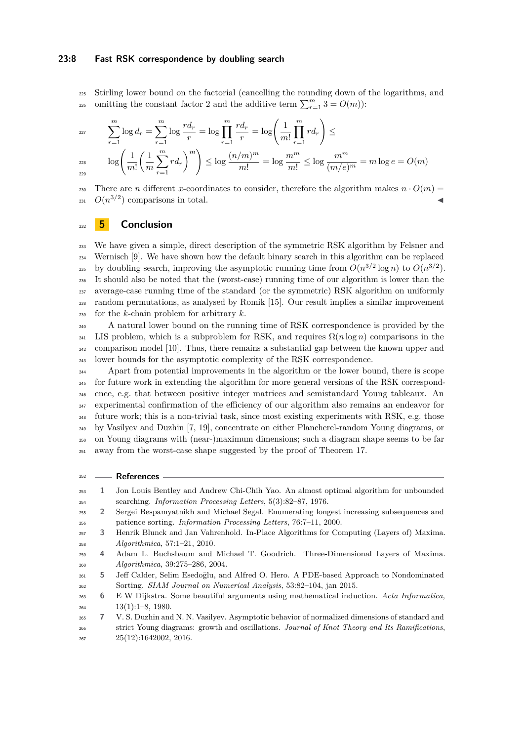Stirling lower bound on the factorial (cancelling the rounding down of the logarithms, and omitting the constant factor 2 and the additive term $\sum_{r=1}^{m} 3 = O(m)$):

$$\sum_{r=1}^{m} \log d_r = \sum_{r=1}^{m} \log \frac{rd_r}{r} = \log \prod_{r=1}^{m} \frac{rd_r}{r} = \log\left(\frac{1}{m!}\prod_{r=1}^{m} rd_r\right) \leq$$

$$\log\left(\frac{1}{m!}\left(\frac{1}{m}\sum_{r=1}^{m} rd_r\right)^m\right) \leq \log \frac{(n/m)^m}{m!} = \log \frac{m^m}{m!} \leq \log \frac{m^m}{(m/e)^m} = m \log e = O(m)$$

There are $n$ different $x$-coordinates to consider, therefore the algorithm makes $n \cdot O(m) = O(n^{3/2})$ comparisons in total. ◀

## 5 Conclusion

We have given a simple, direct description of the symmetric RSK algorithm by Felsner and Wernisch [9]. We have shown how the default binary search in this algorithm can be replaced by doubling search, improving the asymptotic running time from $O(n^{3/2} \log n)$ to $O(n^{3/2})$. It should also be noted that the (worst-case) running time of our algorithm is lower than the average-case running time of the standard (or the symmetric) RSK algorithm on uniformly random permutations, as analysed by Romik [15]. Our result implies a similar improvement for the $k$-chain problem for arbitrary $k$.

A natural lower bound on the running time of RSK correspondence is provided by the LIS problem, which is a subproblem for RSK, and requires $\Omega(n \log n)$ comparisons in the comparison model [10]. Thus, there remains a substantial gap between the known upper and lower bounds for the asymptotic complexity of the RSK correspondence.

Apart from potential improvements in the algorithm or the lower bound, there is scope for future work in extending the algorithm for more general versions of the RSK correspondence, e.g. that between positive integer matrices and semistandard Young tableaux. An experimental confirmation of the efficiency of our algorithm also remains an endeavor for future work; this is a non-trivial task, since most existing experiments with RSK, e.g. those by Vasilyev and Duzhin [7, 19], concentrate on either Plancherel-random Young diagrams, or on Young diagrams with (near-)maximum dimensions; such a diagram shape seems to be far away from the worst-case shape suggested by the proof of Theorem 17.

## References

1. Jon Louis Bentley and Andrew Chi-Chih Yao. An almost optimal algorithm for unbounded searching. *Information Processing Letters*, 5(3):82–87, 1976.
2. Sergei Bespamyatnikh and Michael Segal. Enumerating longest increasing subsequences and patience sorting. *Information Processing Letters*, 76:7–11, 2000.
3. Henrik Blunck and Jan Vahrenhold. In-Place Algorithms for Computing (Layers of) Maxima. *Algorithmica*, 57:1–21, 2010.
4. Adam L. Buchsbaum and Michael T. Goodrich. Three-Dimensional Layers of Maxima. *Algorithmica*, 39:275–286, 2004.
5. Jeff Calder, Selim Esedoḡlu, and Alfred O. Hero. A PDE-based Approach to Nondominated Sorting. *SIAM Journal on Numerical Analysis*, 53:82–104, jan 2015.
6. E W Dijkstra. Some beautiful arguments using mathematical induction. *Acta Informatica*, 13(1):1–8, 1980.
7. V. S. Duzhin and N. N. Vasilyev. Asymptotic behavior of normalized dimensions of standard and strict Young diagrams: growth and oscillations. *Journal of Knot Theory and Its Ramifications*, 25(12):1642002, 2016.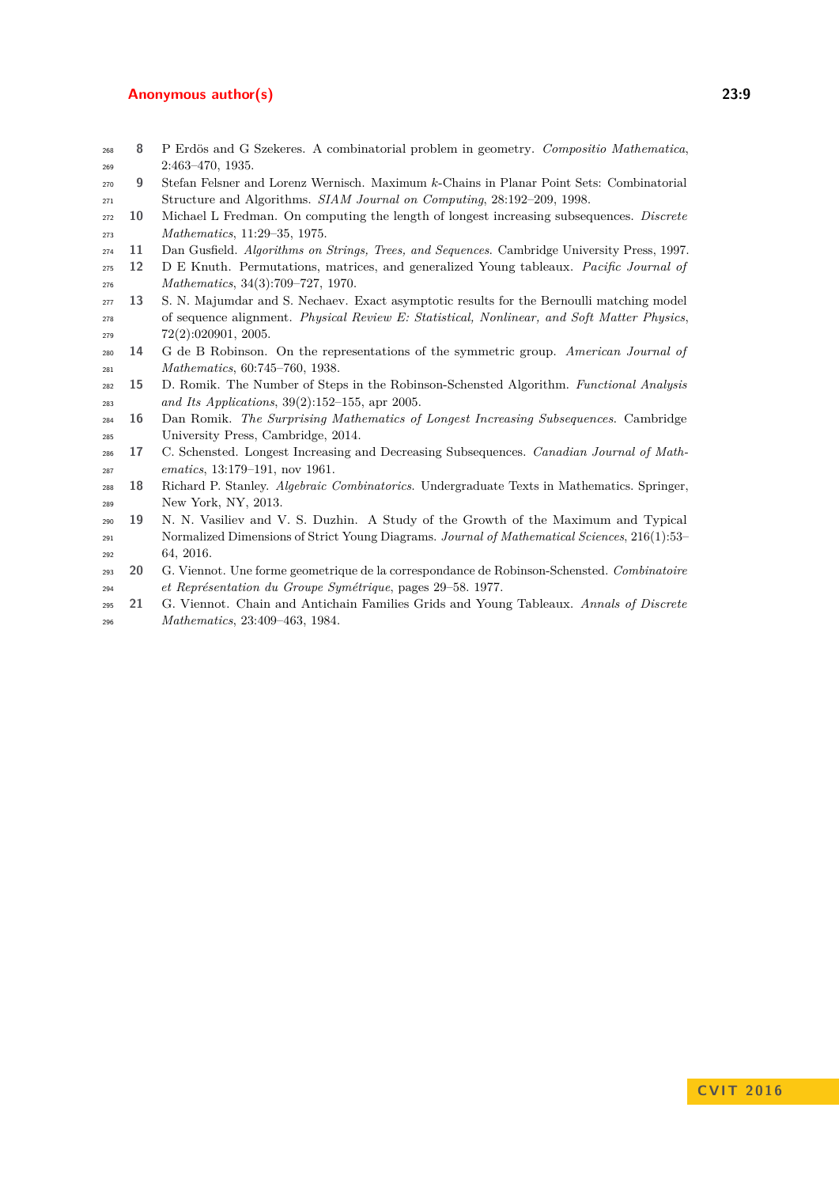8. P Erdös and G Szekeres. A combinatorial problem in geometry. *Compositio Mathematica*, 2:463–470, 1935.
9. Stefan Felsner and Lorenz Wernisch. Maximum $k$-Chains in Planar Point Sets: Combinatorial Structure and Algorithms. *SIAM Journal on Computing*, 28:192–209, 1998.
10. Michael L Fredman. On computing the length of longest increasing subsequences. *Discrete Mathematics*, 11:29–35, 1975.
11. Dan Gusfield. *Algorithms on Strings, Trees, and Sequences*. Cambridge University Press, 1997.
12. D E Knuth. Permutations, matrices, and generalized Young tableaux. *Pacific Journal of Mathematics*, 34(3):709–727, 1970.
13. S. N. Majumdar and S. Nechaev. Exact asymptotic results for the Bernoulli matching model of sequence alignment. *Physical Review E: Statistical, Nonlinear, and Soft Matter Physics*, 72(2):020901, 2005.
14. G de B Robinson. On the representations of the symmetric group. *American Journal of Mathematics*, 60:745–760, 1938.
15. D. Romik. The Number of Steps in the Robinson-Schensted Algorithm. *Functional Analysis and Its Applications*, 39(2):152–155, apr 2005.
16. Dan Romik. *The Surprising Mathematics of Longest Increasing Subsequences*. Cambridge University Press, Cambridge, 2014.
17. C. Schensted. Longest Increasing and Decreasing Subsequences. *Canadian Journal of Mathematics*, 13:179–191, nov 1961.
18. Richard P. Stanley. *Algebraic Combinatorics*. Undergraduate Texts in Mathematics. Springer, New York, NY, 2013.
19. N. N. Vasiliev and V. S. Duzhin. A Study of the Growth of the Maximum and Typical Normalized Dimensions of Strict Young Diagrams. *Journal of Mathematical Sciences*, 216(1):53–64, 2016.
20. G. Viennot. Une forme geometrique de la correspondance de Robinson-Schensted. *Combinatoire et Représentation du Groupe Symétrique*, pages 29–58. 1977.
21. G. Viennot. Chain and Antichain Families Grids and Young Tableaux. *Annals of Discrete Mathematics*, 23:409–463, 1984.